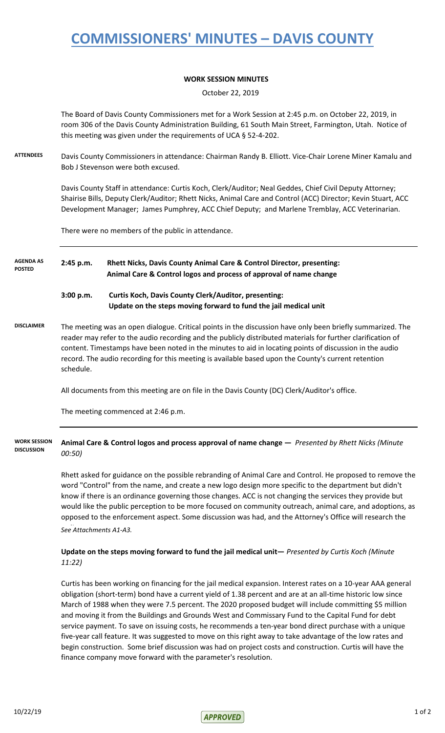# COMMISSIONERS' MINUTES – DAVIS COUNTY

**WORK SESSION MINUTES**

October 22, 2019

The Board of Davis County Commissioners met for a Work Session at 2:45 p.m. on October 22, 2019, in room 306 of the Davis County Administration Building, 61 South Main Street, Farmington, Utah. Notice of this meeting was given under the requirements of UCA § 52-4-202.

**ATTENDEES**

Davis County Commissioners in attendance: Chairman Randy B. Elliott. Vice-Chair Lorene Miner Kamalu and Bob J Stevenson were both excused.

Davis County Staff in attendance: Curtis Koch, Clerk/Auditor; Neal Geddes, Chief Civil Deputy Attorney; Shairise Bills, Deputy Clerk/Auditor; Rhett Nicks, Animal Care and Control (ACC) Director; Kevin Stuart, ACC Development Manager; James Pumphrey, ACC Chief Deputy; and Marlene Tremblay, ACC Veterinarian.

There were no members of the public in attendance.

**AGENDA AS POSTED**

**2:45 p.m. Rhett Nicks, Davis County Animal Care & Control Director, presenting: Animal Care & Control logos and process of approval of name change**

**3:00 p.m. Curtis Koch, Davis County Clerk/Auditor, presenting: Update on the steps moving forward to fund the jail medical unit**

**DISCLAIMER**

The meeting was an open dialogue. Critical points in the discussion have only been briefly summarized. The reader may refer to the audio recording and the publicly distributed materials for further clarification of content. Timestamps have been noted in the minutes to aid in locating points of discussion in the audio record. The audio recording for this meeting is available based upon the County's current retention schedule.

All documents from this meeting are on file in the Davis County (DC) Clerk/Auditor's office.

The meeting commenced at 2:46 p.m.

**WORK SESSION DISCUSSION**

**Animal Care & Control logos and process approval of name change —** *Presented by Rhett Nicks (Minute 00:50)*

Rhett asked for guidance on the possible rebranding of Animal Care and Control. He proposed to remove the word "Control" from the name, and create a new logo design more specific to the department but didn't know if there is an ordinance governing those changes. ACC is not changing the services they provide but would like the public perception to be more focused on community outreach, animal care, and adoptions, as opposed to the enforcement aspect. Some discussion was had, and the Attorney's Office will research the

*See Attachments A1-A3.*

**Update on the steps moving forward to fund the jail medical unit—** *Presented by Curtis Koch (Minute 11:22)*

Curtis has been working on financing for the jail medical expansion. Interest rates on a 10-year AAA general obligation (short-term) bond have a current yield of 1.38 percent and are at an all-time historic low since March of 1988 when they were 7.5 percent. The 2020 proposed budget will include committing $5 million and moving it from the Buildings and Grounds West and Commissary Fund to the Capital Fund for debt service payment. To save on issuing costs, he recommends a ten-year bond direct purchase with a unique five-year call feature. It was suggested to move on this right away to take advantage of the low rates and begin construction. Some brief discussion was had on project costs and construction. Curtis will have the finance company move forward with the parameter's resolution.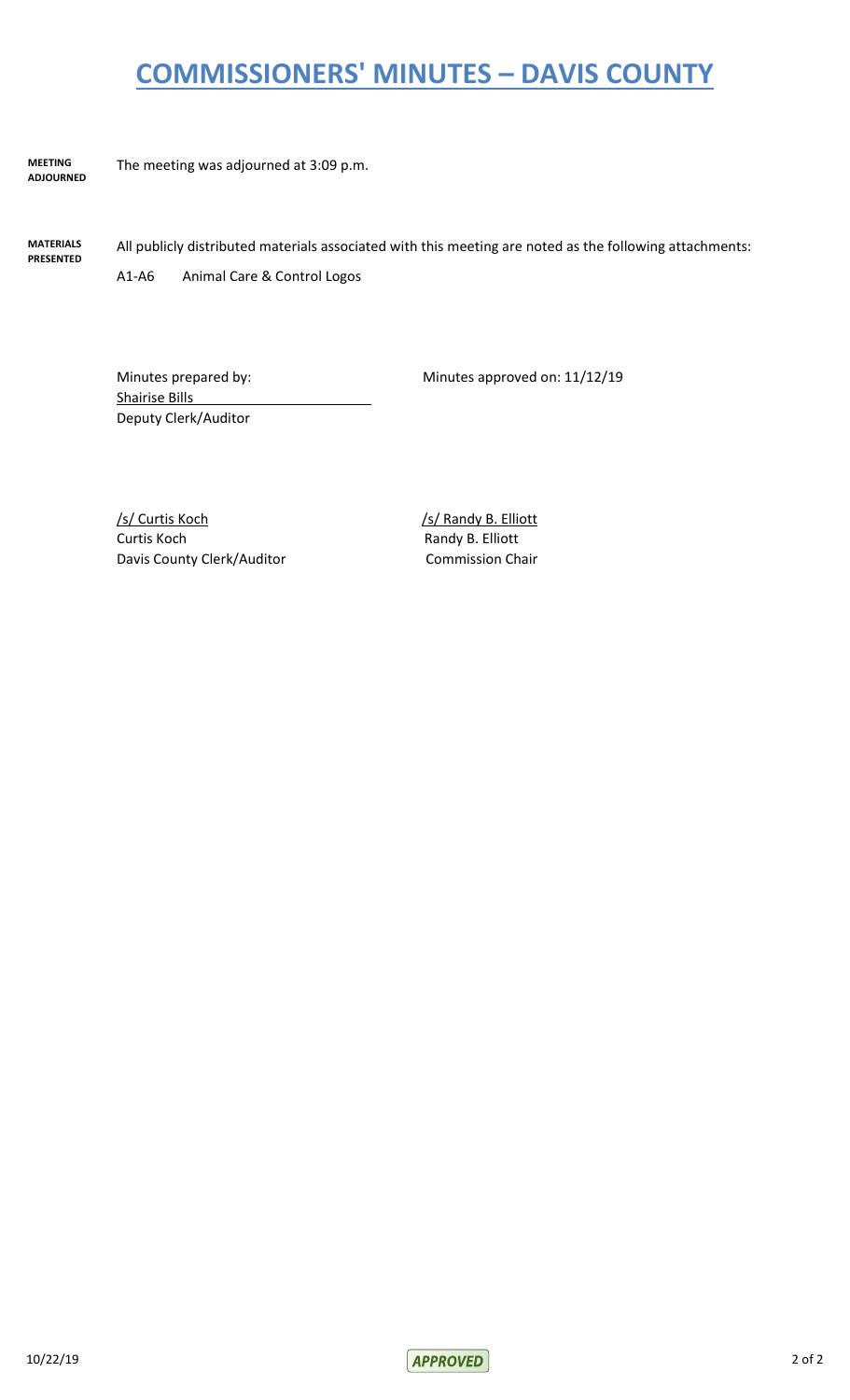# COMMISSIONERS' MINUTES – DAVIS COUNTY

**MEETING ADJOURNED**

The meeting was adjourned at 3:09 p.m.

**MATERIALS PRESENTED**

All publicly distributed materials associated with this meeting are noted as the following attachments:

A1-A6 Animal Care & Control Logos

Minutes prepared by:
Shairise Bills
Deputy Clerk/Auditor

Minutes approved on: 11/12/19

/s/ Curtis Koch
Curtis Koch
Davis County Clerk/Auditor

/s/ Randy B. Elliott
Randy B. Elliott
Commission Chair

10/22/19

APPROVED